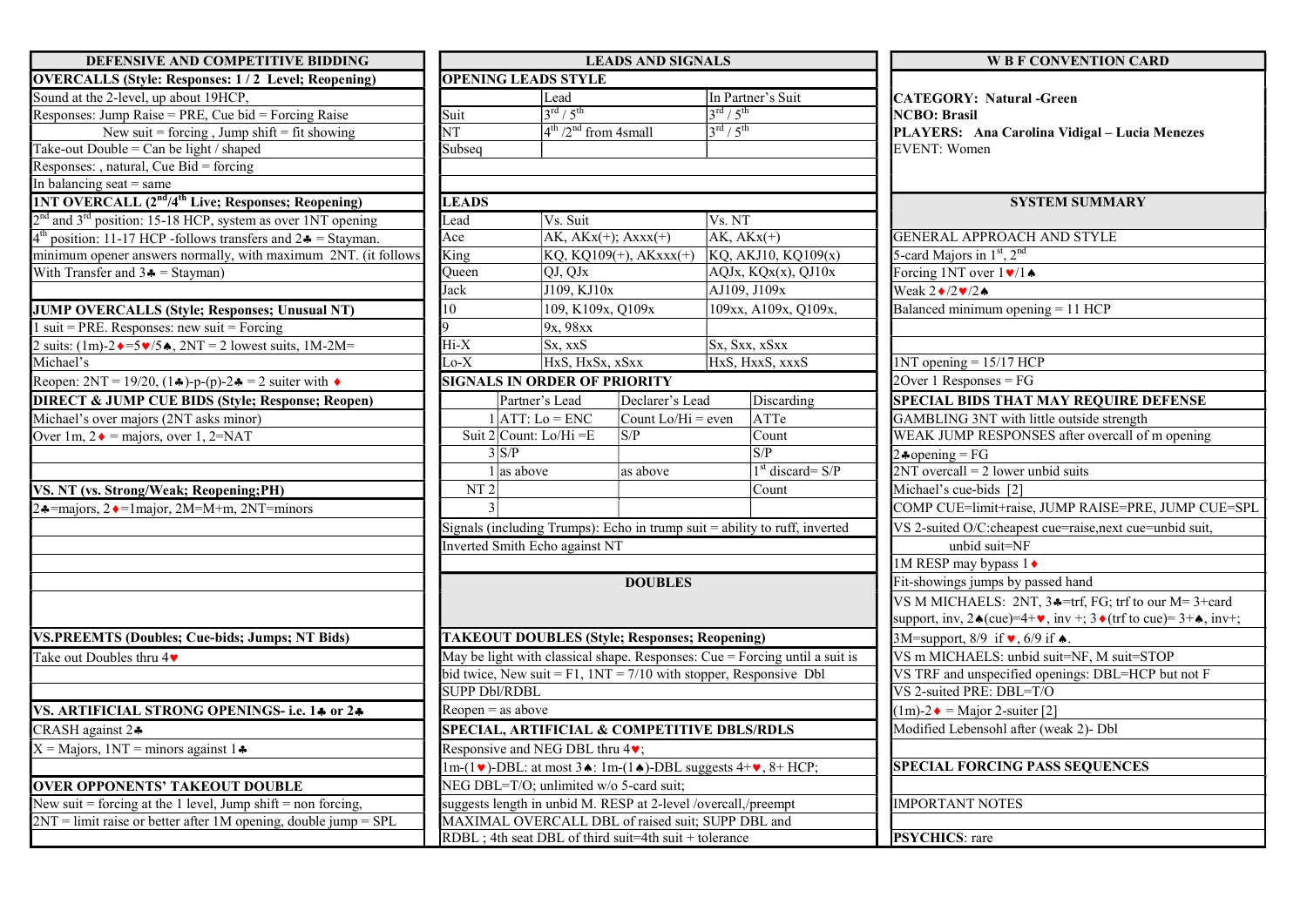## DEFENSIVE AND COMPETITIVE BIDDING

### OVERCALLS (Style: Responses: 1 / 2 Level; Reopening)

Sound at the 2-level, up about 19HCP,
Responses: Jump Raise = PRE, Cue bid = Forcing Raise
New suit = forcing , Jump shift = fit showing
Take-out Double = Can be light / shaped
Responses: , natural, Cue Bid = forcing
In balancing seat = same

### 1NT OVERCALL (2nd/4th Live; Responses; Reopening)

2nd and 3rd position: 15-18 HCP, system as over 1NT opening
4th position: 11-17 HCP -follows transfers and 2♣ = Stayman.
minimum opener answers normally, with maximum 2NT. (it follows With Transfer and 3♣ = Stayman)

### JUMP OVERCALLS (Style; Responses; Unusual NT)

1 suit = PRE. Responses: new suit = Forcing
2 suits: (1m)-2♦=5♥/5♠, 2NT = 2 lowest suits, 1M-2M= Michael's
Reopen: 2NT = 19/20, (1♣)-p-(p)-2♣ = 2 suiter with ♦

### DIRECT & JUMP CUE BIDS (Style; Response; Reopen)

Michael's over majors (2NT asks minor)
Over 1m, 2♦ = majors, over 1, 2=NAT

### VS. NT (vs. Strong/Weak; Reopening;PH)

2♣=majors, 2♦=1major, 2M=M+m, 2NT=minors

### VS.PREEMTS (Doubles; Cue-bids; Jumps; NT Bids)

Take out Doubles thru 4♥

### VS. ARTIFICIAL STRONG OPENINGS- i.e. 1♣ or 2♣

CRASH against 2♣
X = Majors, 1NT = minors against 1♣

### OVER OPPONENTS' TAKEOUT DOUBLE

New suit = forcing at the 1 level, Jump shift = non forcing,
2NT = limit raise or better after 1M opening, double jump = SPL

## LEADS AND SIGNALS

### OPENING LEADS STYLE

| | Lead | In Partner's Suit |
|---|---|---|
| Suit | 3rd / 5th | 3rd / 5th |
| NT | 4th /2nd from 4small | 3rd / 5th |
| Subseq | | |

### LEADS

| Lead | Vs. Suit | Vs. NT |
|---|---|---|
| Ace | AK, AKx(+); Axxx(+) | AK, AKx(+) |
| King | KQ, KQ109(+), AKxxx(+) | KQ, AKJ10, KQ109(x) |
| Queen | QJ, QJx | AQJx, KQx(x), QJ10x |
| Jack | J109, KJ10x | AJ109, J109x |
| 10 | 109, K109x, Q109x | 109xx, A109x, Q109x, |
| 9 | 9x, 98xx | |
| Hi-X | Sx, xxS | Sx, Sxx, xSxx |
| Lo-X | HxS, HxSx, xSxx | HxS, HxxS, xxxS |

### SIGNALS IN ORDER OF PRIORITY

| | | Partner's Lead | Declarer's Lead | Discarding |
|---|---|---|---|---|
| Suit | 1 | ATT: Lo = ENC | Count Lo/Hi = even | ATTe |
| | 2 | Count: Lo/Hi =E | S/P | Count |
| | 3 | S/P | | S/P |
| NT | 1 | as above | as above | 1st discard= S/P |
| | 2 | | | Count |
| | 3 | | | |

Signals (including Trumps): Echo in trump suit = ability to ruff, inverted
Inverted Smith Echo against NT

## DOUBLES

### TAKEOUT DOUBLES (Style; Responses; Reopening)

May be light with classical shape. Responses: Cue = Forcing until a suit is bid twice, New suit = F1, 1NT = 7/10 with stopper, Responsive Dbl
SUPP Dbl/RDBL
Reopen = as above

### SPECIAL, ARTIFICIAL & COMPETITIVE DBLS/RDLS

Responsive and NEG DBL thru 4♥;
1m-(1♥)-DBL: at most 3♠: 1m-(1♠)-DBL suggests 4+♥, 8+ HCP;
NEG DBL=T/O; unlimited w/o 5-card suit;
suggests length in unbid M. RESP at 2-level /overcall,/preempt
MAXIMAL OVERCALL DBL of raised suit; SUPP DBL and RDBL ; 4th seat DBL of third suit=4th suit + tolerance

## W B F CONVENTION CARD

**CATEGORY: Natural -Green**
**NCBO: Brasil**
**PLAYERS: Ana Carolina Vidigal – Lucia Menezes**
EVENT: Women

## SYSTEM SUMMARY

### GENERAL APPROACH AND STYLE

5-card Majors in 1st, 2nd
Forcing 1NT over 1♥/1♠
Weak 2♦/2♥/2♠
Balanced minimum opening = 11 HCP

1NT opening = 15/17 HCP
2Over 1 Responses = FG

### SPECIAL BIDS THAT MAY REQUIRE DEFENSE

GAMBLING 3NT with little outside strength
WEAK JUMP RESPONSES after overcall of m opening
2♣opening = FG
2NT overcall = 2 lower unbid suits
Michael's cue-bids [2]
COMP CUE=limit+raise, JUMP RAISE=PRE, JUMP CUE=SPL
VS 2-suited O/C:cheapest cue=raise,next cue=unbid suit, unbid suit=NF
1M RESP may bypass 1♦
Fit-showings jumps by passed hand
VS M MICHAELS: 2NT, 3♣=trf, FG; trf to our M= 3+card support, inv, 2♠(cue)=4+♥, inv +; 3♦(trf to cue)= 3+♠, inv+;
3M=support, 8/9 if ♥, 6/9 if ♠.
VS m MICHAELS: unbid suit=NF, M suit=STOP
VS TRF and unspecified openings: DBL=HCP but not F
VS 2-suited PRE: DBL=T/O
(1m)-2♦ = Major 2-suiter [2]
Modified Lebensohl after (weak 2)- Dbl

### SPECIAL FORCING PASS SEQUENCES

### IMPORTANT NOTES

**PSYCHICS**: rare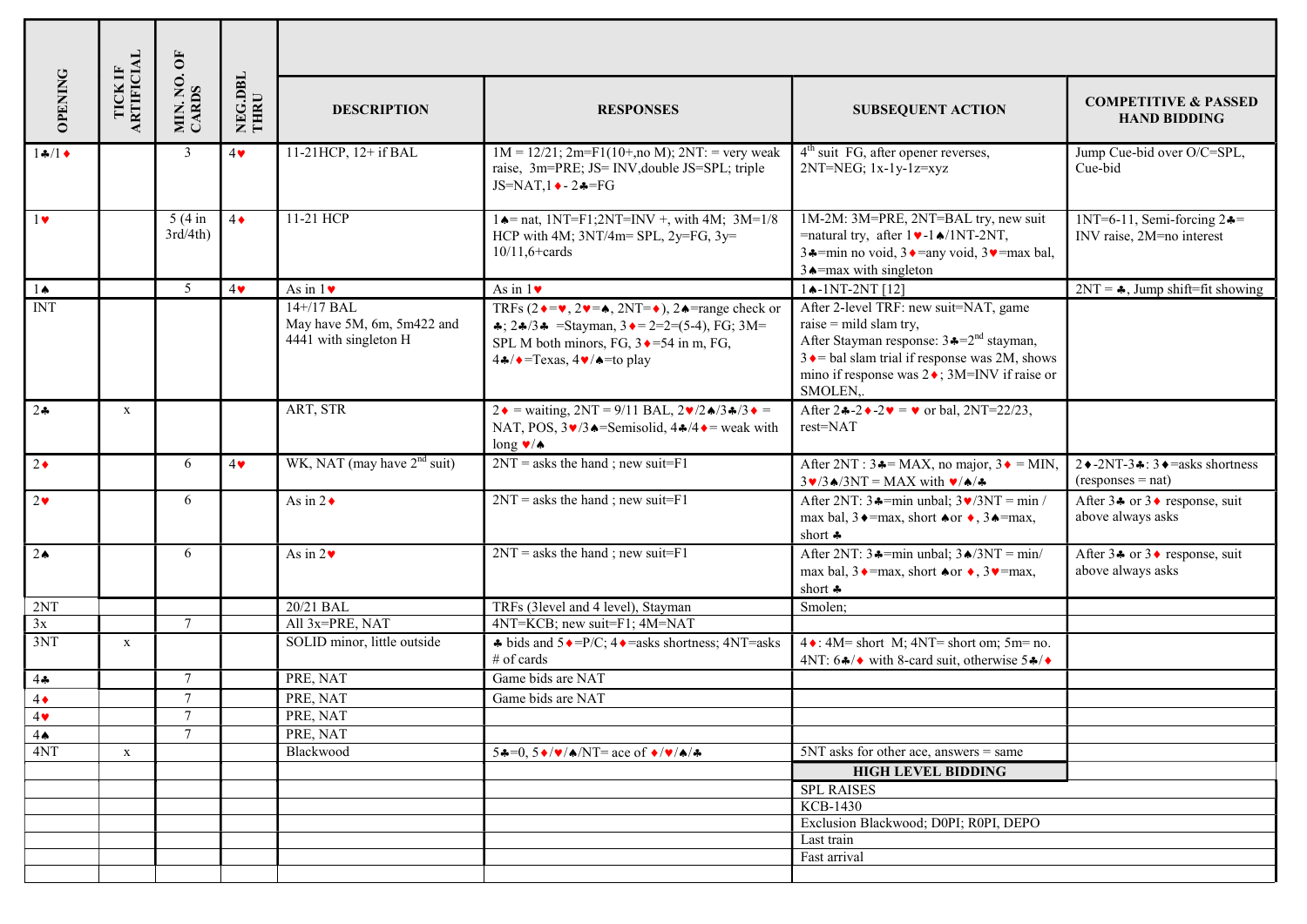| OPENING | TICK IF ARTIFICIAL | MIN. NO. OF CARDS | NEG.DBL THRU | DESCRIPTION | RESPONSES | SUBSEQUENT ACTION | COMPETITIVE & PASSED HAND BIDDING |
|---|---|---|---|---|---|---|---|
| 1♣/1♦ | | 3 | 4♥ | 11-21HCP, 12+ if BAL | 1M = 12/21; 2m=F1(10+,no M); 2NT: = very weak raise, 3m=PRE; JS= INV,double JS=SPL; triple JS=NAT,1♦- 2♣=FG | 4th suit FG, after opener reverses, 2NT=NEG; 1x-1y-1z=xyz | Jump Cue-bid over O/C=SPL, Cue-bid |
| 1♥ | | 5 (4 in 3rd/4th) | 4♦ | 11-21 HCP | 1♠= nat, 1NT=F1;2NT=INV +, with 4M; 3M=1/8 HCP with 4M; 3NT/4m= SPL, 2y=FG, 3y= 10/11,6+cards | 1M-2M: 3M=PRE, 2NT=BAL try, new suit =natural try, after 1♥-1♠/1NT-2NT, 3♣=min no void, 3♦=any void, 3♥=max bal, 3♠=max with singleton | 1NT=6-11, Semi-forcing 2♣= INV raise, 2M=no interest |
| 1♠ | | 5 | 4♥ | As in 1♥ | As in 1♥ | 1♠-1NT-2NT [12] | 2NT = ♣, Jump shift=fit showing |
| INT | | | | 14+/17 BAL May have 5M, 6m, 5m422 and 4441 with singleton H | TRFs (2♦=♥, 2♥=♠, 2NT=♦), 2♠=range check or ♣; 2♣/3♣ =Stayman, 3♦= 2=2=(5-4), FG; 3M= SPL M both minors, FG, 3♦=54 in m, FG, 4♣/♦=Texas, 4♥/♠=to play | After 2-level TRF: new suit=NAT, game raise = mild slam try, After Stayman response: 3♣=2nd stayman, 3♦= bal slam trial if response was 2M, shows mino if response was 2♦; 3M=INV if raise or SMOLEN,. | |
| 2♣ | x | | | ART, STR | 2♦ = waiting, 2NT = 9/11 BAL, 2♥/2♠/3♣/3♦ = NAT, POS, 3♥/3♠=Semisolid, 4♣/4♦= weak with long ♥/♠ | After 2♣-2♦-2♥ = ♥ or bal, 2NT=22/23, rest=NAT | |
| 2♦ | | 6 | 4♥ | WK, NAT (may have 2nd suit) | 2NT = asks the hand ; new suit=F1 | After 2NT : 3♣= MAX, no major, 3♦ = MIN, 3♥/3♠/3NT = MAX with ♥/♠/♣ | 2♦-2NT-3♣: 3♦=asks shortness (responses = nat) |
| 2♥ | | 6 | | As in 2♦ | 2NT = asks the hand ; new suit=F1 | After 2NT: 3♣=min unbal; 3♥/3NT = min / max bal, 3♦=max, short ♠or ♦, 3♠=max, short ♣ | After 3♣ or 3♦ response, suit above always asks |
| 2♠ | | 6 | | As in 2♥ | 2NT = asks the hand ; new suit=F1 | After 2NT: 3♣=min unbal; 3♠/3NT = min/ max bal, 3♦=max, short ♠or ♦, 3♥=max, short ♣ | After 3♣ or 3♦ response, suit above always asks |
| 2NT | | | | 20/21 BAL | TRFs (3level and 4 level), Stayman | Smolen; | |
| 3x | | 7 | | All 3x=PRE, NAT | 4NT=KCB; new suit=F1; 4M=NAT | | |
| 3NT | x | | | SOLID minor, little outside | ♣ bids and 5♦=P/C; 4♦=asks shortness; 4NT=asks # of cards | 4♦: 4M= short M; 4NT= short om; 5m= no. 4NT: 6♣/♦ with 8-card suit, otherwise 5♣/♦ | |
| 4♣ | | 7 | | PRE, NAT | Game bids are NAT | | |
| 4♦ | | 7 | | PRE, NAT | Game bids are NAT | | |
| 4♥ | | 7 | | PRE, NAT | | | |
| 4♠ | | 7 | | PRE, NAT | | | |
| 4NT | x | | | Blackwood | 5♣=0, 5♦/♥/♠/NT= ace of ♦/♥/♠/♣ | 5NT asks for other ace, answers = same | |
| | | | | | | **HIGH LEVEL BIDDING** | |
| | | | | | | SPL RAISES | |
| | | | | | | KCB-1430 | |
| | | | | | | Exclusion Blackwood; D0PI; R0PI, DEPO | |
| | | | | | | Last train | |
| | | | | | | Fast arrival | |